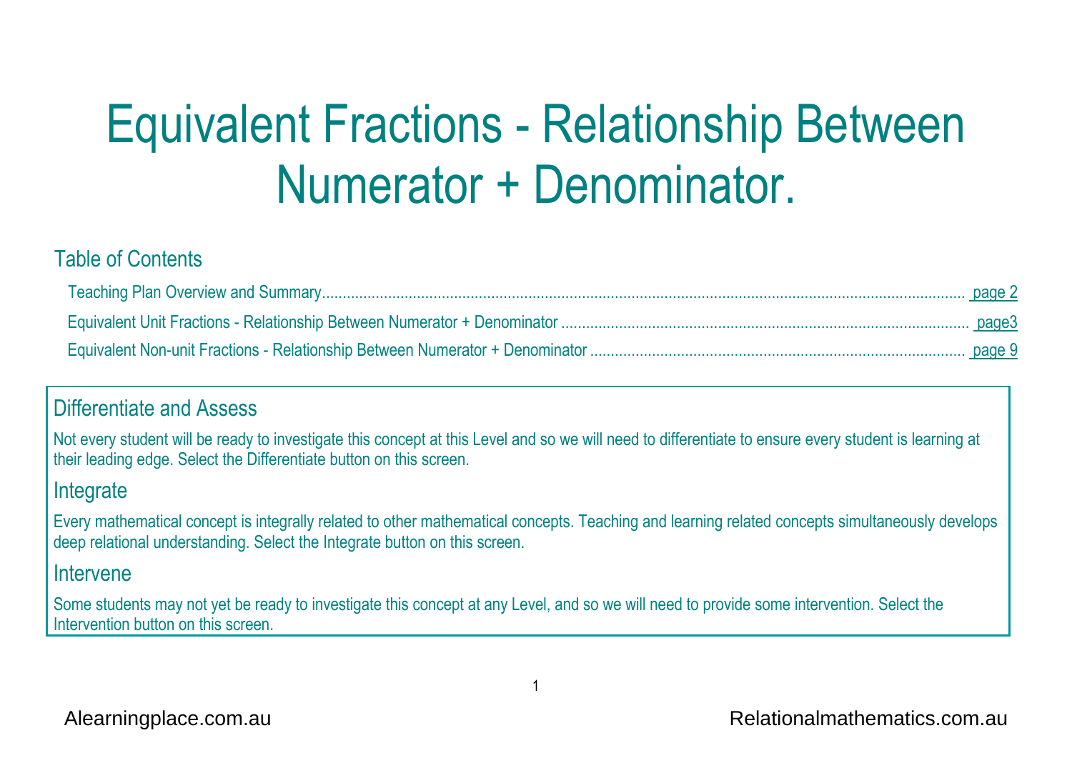# Equivalent Fractions - Relationship Between Numerator + Denominator.

## Table of Contents

- Teaching Plan Overview and Summary........ page 2
- Equivalent Unit Fractions - Relationship Between Numerator + Denominator ........ page3
- Equivalent Non-unit Fractions - Relationship Between Numerator + Denominator ........ page 9

## Differentiate and Assess

Not every student will be ready to investigate this concept at this Level and so we will need to differentiate to ensure every student is learning at their leading edge. Select the Differentiate button on this screen.

## Integrate

Every mathematical concept is integrally related to other mathematical concepts. Teaching and learning related concepts simultaneously develops deep relational understanding. Select the Integrate button on this screen.

## Intervene

Some students may not yet be ready to investigate this concept at any Level, and so we will need to provide some intervention. Select the Intervention button on this screen.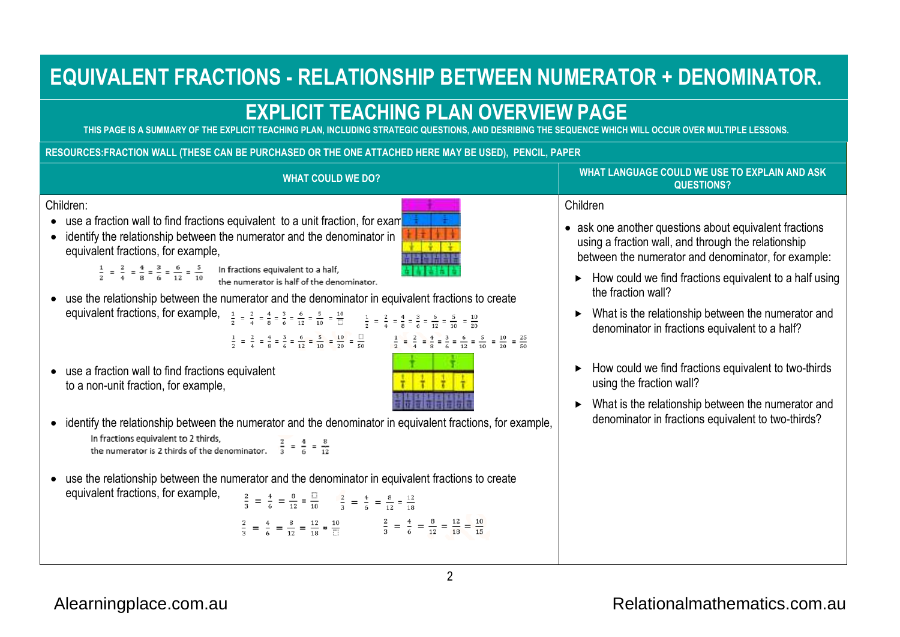# EQUIVALENT FRACTIONS - RELATIONSHIP BETWEEN NUMERATOR + DENOMINATOR.

## EXPLICIT TEACHING PLAN OVERVIEW PAGE

THIS PAGE IS A SUMMARY OF THE EXPLICIT TEACHING PLAN, INCLUDING STRATEGIC QUESTIONS, AND DESRIBING THE SEQUENCE WHICH WILL OCCUR OVER MULTIPLE LESSONS.

**RESOURCES:FRACTION WALL (THESE CAN BE PURCHASED OR THE ONE ATTACHED HERE MAY BE USED), PENCIL, PAPER**

| WHAT COULD WE DO? | WHAT LANGUAGE COULD WE USE TO EXPLAIN AND ASK QUESTIONS? |
|---|---|
| Children:<br>• use a fraction wall to find fractions equivalent to a unit fraction, for exam<br>• identify the relationship between the numerator and the denominator in equivalent fractions, for example, $\frac{1}{2} = \frac{2}{4} = \frac{4}{8} = \frac{3}{6} = \frac{6}{12} = \frac{5}{10}$ In fractions equivalent to a half, the numerator is half of the denominator.<br>• use the relationship between the numerator and the denominator in equivalent fractions to create equivalent fractions, for example, $\frac{1}{2} = \frac{2}{4} = \frac{4}{8} = \frac{3}{6} = \frac{6}{12} = \frac{5}{10} = \frac{10}{\square}$ &nbsp; $\frac{1}{2} = \frac{2}{4} = \frac{4}{8} = \frac{3}{6} = \frac{6}{12} = \frac{5}{10} = \frac{10}{20}$ &nbsp; $\frac{1}{2} = \frac{2}{4} = \frac{4}{8} = \frac{3}{6} = \frac{6}{12} = \frac{5}{10} = \frac{10}{20} = \frac{\square}{50}$ &nbsp; $\frac{1}{2} = \frac{2}{4} = \frac{4}{8} = \frac{3}{6} = \frac{6}{12} = \frac{5}{10} = \frac{10}{20} = \frac{25}{50}$<br>• use a fraction wall to find fractions equivalent to a non-unit fraction, for example,<br>• identify the relationship between the numerator and the denominator in equivalent fractions, for example, In fractions equivalent to 2 thirds, the numerator is 2 thirds of the denominator. $\frac{2}{3} = \frac{4}{6} = \frac{8}{12}$<br>• use the relationship between the numerator and the denominator in equivalent fractions to create equivalent fractions, for example, $\frac{2}{3} = \frac{4}{6} = \frac{8}{12} = \frac{\square}{18}$ &nbsp; $\frac{2}{3} = \frac{4}{6} = \frac{8}{12} = \frac{12}{18}$ &nbsp; $\frac{2}{3} = \frac{4}{6} = \frac{8}{12} = \frac{12}{18} = \frac{10}{\square}$ &nbsp; $\frac{2}{3} = \frac{4}{6} = \frac{8}{12} = \frac{12}{18} = \frac{10}{15}$ | Children<br>• ask one another questions about equivalent fractions using a fraction wall, and through the relationship between the numerator and denominator, for example:<br>▸ How could we find fractions equivalent to a half using the fraction wall?<br>▸ What is the relationship between the numerator and denominator in fractions equivalent to a half?<br>▸ How could we find fractions equivalent to two-thirds using the fraction wall?<br>▸ What is the relationship between the numerator and denominator in fractions equivalent to two-thirds? |

Alearningplace.com.au &nbsp;&nbsp;&nbsp; Relationalmathematics.com.au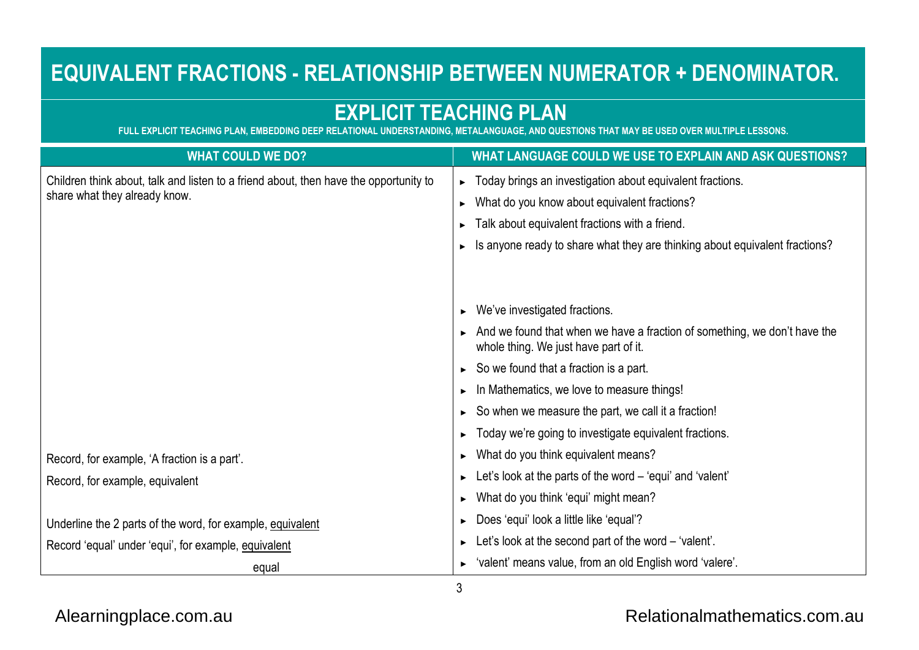# EQUIVALENT FRACTIONS - RELATIONSHIP BETWEEN NUMERATOR + DENOMINATOR.

## EXPLICIT TEACHING PLAN

FULL EXPLICIT TEACHING PLAN, EMBEDDING DEEP RELATIONAL UNDERSTANDING, METALANGUAGE, AND QUESTIONS THAT MAY BE USED OVER MULTIPLE LESSONS.

| WHAT COULD WE DO? | WHAT LANGUAGE COULD WE USE TO EXPLAIN AND ASK QUESTIONS? |
|---|---|
| Children think about, talk and listen to a friend about, then have the opportunity to share what they already know. | ► Today brings an investigation about equivalent fractions.<br>► What do you know about equivalent fractions?<br>► Talk about equivalent fractions with a friend.<br>► Is anyone ready to share what they are thinking about equivalent fractions? |
| | ► We've investigated fractions.<br>► And we found that when we have a fraction of something, we don't have the whole thing. We just have part of it.<br>► So we found that a fraction is a part.<br>► In Mathematics, we love to measure things!<br>► So when we measure the part, we call it a fraction!<br>► Today we're going to investigate equivalent fractions. |
| Record, for example, 'A fraction is a part'. | ► What do you think equivalent means? |
| Record, for example, equivalent | ► Let's look at the parts of the word – 'equi' and 'valent'<br>► What do you think 'equi' might mean? |
| Underline the 2 parts of the word, for example, equivalent | ► Does 'equi' look a little like 'equal'? |
| Record 'equal' under 'equi', for example, equivalent<br>equal | ► Let's look at the second part of the word – 'valent'.<br>► 'valent' means value, from an old English word 'valere'. |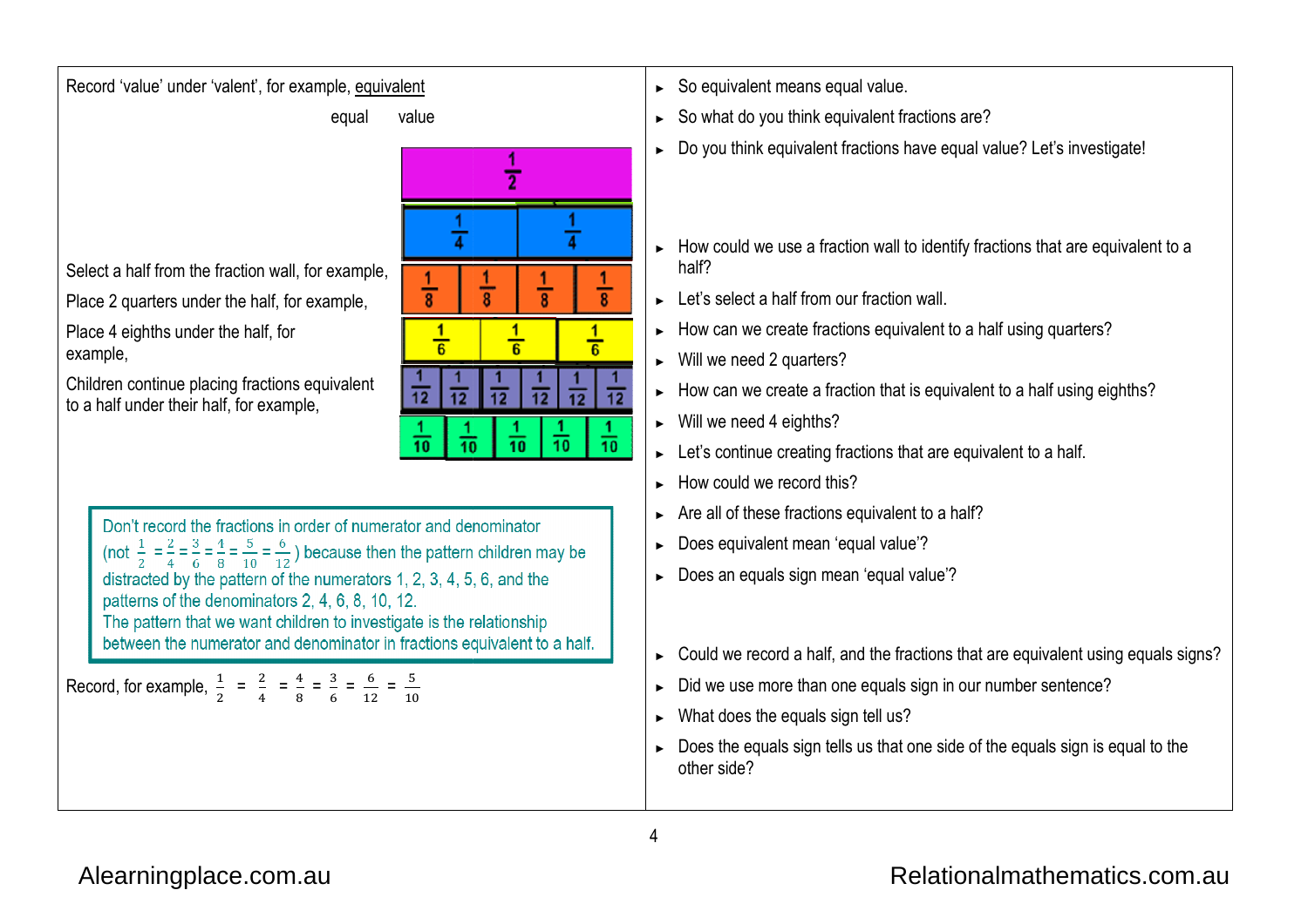| | |
|---|---|
| Record 'value' under 'valent', for example, equivalent<br>equal value | ► So equivalent means equal value.<br>► So what do you think equivalent fractions are?<br>► Do you think equivalent fractions have equal value? Let's investigate! |
| Select a half from the fraction wall, for example,<br>Place 2 quarters under the half, for example,<br>Place 4 eighths under the half, for example,<br>Children continue placing fractions equivalent to a half under their half, for example,<br><br>$\frac{1}{2}$<br>$\frac{1}{4}$ $\frac{1}{4}$<br>$\frac{1}{8}$ $\frac{1}{8}$ $\frac{1}{8}$ $\frac{1}{8}$<br>$\frac{1}{6}$ $\frac{1}{6}$ $\frac{1}{6}$<br>$\frac{1}{12}$ $\frac{1}{12}$ $\frac{1}{12}$ $\frac{1}{12}$ $\frac{1}{12}$ $\frac{1}{12}$<br>$\frac{1}{10}$ $\frac{1}{10}$ $\frac{1}{10}$ $\frac{1}{10}$ $\frac{1}{10}$ | ► How could we use a fraction wall to identify fractions that are equivalent to a half?<br>► Let's select a half from our fraction wall.<br>► How can we create fractions equivalent to a half using quarters?<br>► Will we need 2 quarters?<br>► How can we create a fraction that is equivalent to a half using eighths?<br>► Will we need 4 eighths?<br>► Let's continue creating fractions that are equivalent to a half.<br>► How could we record this?<br>► Are all of these fractions equivalent to a half?<br>► Does equivalent mean 'equal value'?<br>► Does an equals sign mean 'equal value'? |
| Don't record the fractions in order of numerator and denominator (not $\frac{1}{2} = \frac{2}{4} = \frac{3}{6} = \frac{4}{8} = \frac{5}{10} = \frac{6}{12}$) because then the pattern children may be distracted by the pattern of the numerators 1, 2, 3, 4, 5, 6, and the patterns of the denominators 2, 4, 6, 8, 10, 12.<br>The pattern that we want children to investigate is the relationship between the numerator and denominator in fractions equivalent to a half.<br><br>Record, for example, $\frac{1}{2} = \frac{2}{4} = \frac{4}{8} = \frac{3}{6} = \frac{6}{12} = \frac{5}{10}$ | ► Could we record a half, and the fractions that are equivalent using equals signs?<br>► Did we use more than one equals sign in our number sentence?<br>► What does the equals sign tell us?<br>► Does the equals sign tells us that one side of the equals sign is equal to the other side? |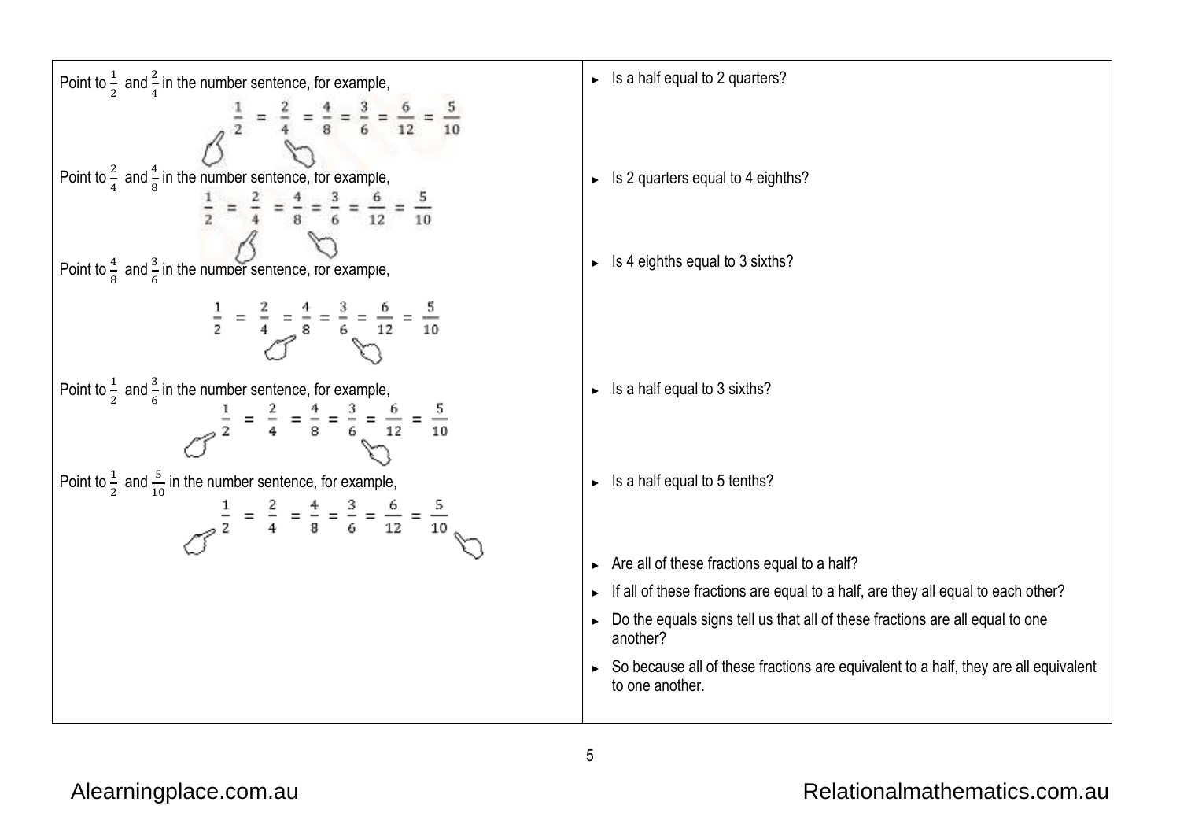| | |
|---|---|
| Point to $\frac{1}{2}$ and $\frac{2}{4}$ in the number sentence, for example, $$\frac{1}{2} = \frac{2}{4} = \frac{4}{8} = \frac{3}{6} = \frac{6}{12} = \frac{5}{10}$$ | ► Is a half equal to 2 quarters? |
| Point to $\frac{2}{4}$ and $\frac{4}{8}$ in the number sentence, for example, $$\frac{1}{2} = \frac{2}{4} = \frac{4}{8} = \frac{3}{6} = \frac{6}{12} = \frac{5}{10}$$ | ► Is 2 quarters equal to 4 eighths? |
| Point to $\frac{4}{8}$ and $\frac{3}{6}$ in the number sentence, for example, $$\frac{1}{2} = \frac{2}{4} = \frac{4}{8} = \frac{3}{6} = \frac{6}{12} = \frac{5}{10}$$ | ► Is 4 eighths equal to 3 sixths? |
| Point to $\frac{1}{2}$ and $\frac{3}{6}$ in the number sentence, for example, $$\frac{1}{2} = \frac{2}{4} = \frac{4}{8} = \frac{3}{6} = \frac{6}{12} = \frac{5}{10}$$ | ► Is a half equal to 3 sixths? |
| Point to $\frac{1}{2}$ and $\frac{5}{10}$ in the number sentence, for example, $$\frac{1}{2} = \frac{2}{4} = \frac{4}{8} = \frac{3}{6} = \frac{6}{12} = \frac{5}{10}$$ | ► Is a half equal to 5 tenths? |
| | ► Are all of these fractions equal to a half?<br>► If all of these fractions are equal to a half, are they all equal to each other?<br>► Do the equals signs tell us that all of these fractions are all equal to one another?<br>► So because all of these fractions are equivalent to a half, they are all equivalent to one another. |

Alearningplace.com.au Relationalmathematics.com.au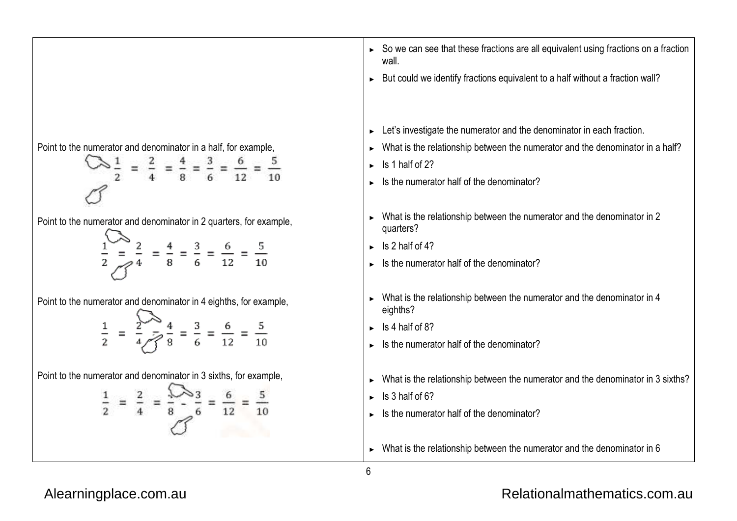| | |
|---|---|
| | ► So we can see that these fractions are all equivalent using fractions on a fraction wall.<br>► But could we identify fractions equivalent to a half without a fraction wall? |
| | ► Let's investigate the numerator and the denominator in each fraction. |
| Point to the numerator and denominator in a half, for example, $$\frac{1}{2} = \frac{2}{4} = \frac{4}{8} = \frac{3}{6} = \frac{6}{12} = \frac{5}{10}$$ | ► What is the relationship between the numerator and the denominator in a half?<br>► Is 1 half of 2?<br>► Is the numerator half of the denominator? |
| Point to the numerator and denominator in 2 quarters, for example, $$\frac{1}{2} = \frac{2}{4} = \frac{4}{8} = \frac{3}{6} = \frac{6}{12} = \frac{5}{10}$$ | ► What is the relationship between the numerator and the denominator in 2 quarters?<br>► Is 2 half of 4?<br>► Is the numerator half of the denominator? |
| Point to the numerator and denominator in 4 eighths, for example, $$\frac{1}{2} = \frac{2}{4} = \frac{4}{8} = \frac{3}{6} = \frac{6}{12} = \frac{5}{10}$$ | ► What is the relationship between the numerator and the denominator in 4 eighths?<br>► Is 4 half of 8?<br>► Is the numerator half of the denominator? |
| Point to the numerator and denominator in 3 sixths, for example, $$\frac{1}{2} = \frac{2}{4} = \frac{4}{8} = \frac{3}{6} = \frac{6}{12} = \frac{5}{10}$$ | ► What is the relationship between the numerator and the denominator in 3 sixths?<br>► Is 3 half of 6?<br>► Is the numerator half of the denominator? |
| | ► What is the relationship between the numerator and the denominator in 6 |

Alearningplace.com.au

Relationalmathematics.com.au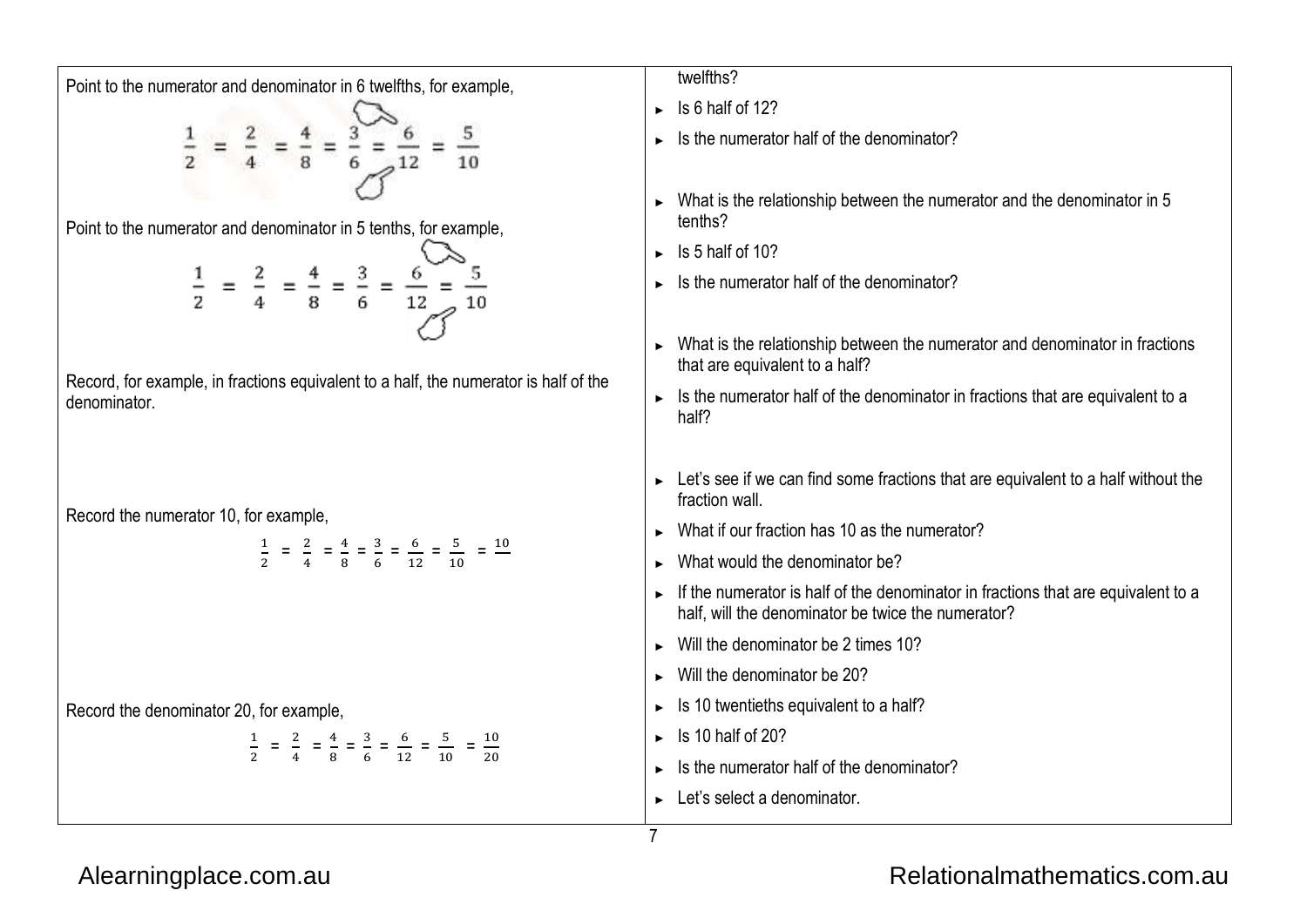| | |
|---|---|
| Point to the numerator and denominator in 6 twelfths, for example, $$\frac{1}{2} = \frac{2}{4} = \frac{4}{8} = \frac{3}{6} = \frac{6}{12} = \frac{5}{10}$$ | twelfths?<br>► Is 6 half of 12?<br>► Is the numerator half of the denominator? |
| Point to the numerator and denominator in 5 tenths, for example, $$\frac{1}{2} = \frac{2}{4} = \frac{4}{8} = \frac{3}{6} = \frac{6}{12} = \frac{5}{10}$$ | ► What is the relationship between the numerator and the denominator in 5 tenths?<br>► Is 5 half of 10?<br>► Is the numerator half of the denominator? |
| Record, for example, in fractions equivalent to a half, the numerator is half of the denominator. | ► What is the relationship between the numerator and denominator in fractions that are equivalent to a half?<br>► Is the numerator half of the denominator in fractions that are equivalent to a half? |
| Record the numerator 10, for example, $$\frac{1}{2} = \frac{2}{4} = \frac{4}{8} = \frac{3}{6} = \frac{6}{12} = \frac{5}{10} = \frac{10}{\phantom{20}}$$ | ► Let's see if we can find some fractions that are equivalent to a half without the fraction wall.<br>► What if our fraction has 10 as the numerator?<br>► What would the denominator be?<br>► If the numerator is half of the denominator in fractions that are equivalent to a half, will the denominator be twice the numerator?<br>► Will the denominator be 2 times 10?<br>► Will the denominator be 20? |
| Record the denominator 20, for example, $$\frac{1}{2} = \frac{2}{4} = \frac{4}{8} = \frac{3}{6} = \frac{6}{12} = \frac{5}{10} = \frac{10}{20}$$ | ► Is 10 twentieths equivalent to a half?<br>► Is 10 half of 20?<br>► Is the numerator half of the denominator?<br>► Let's select a denominator. |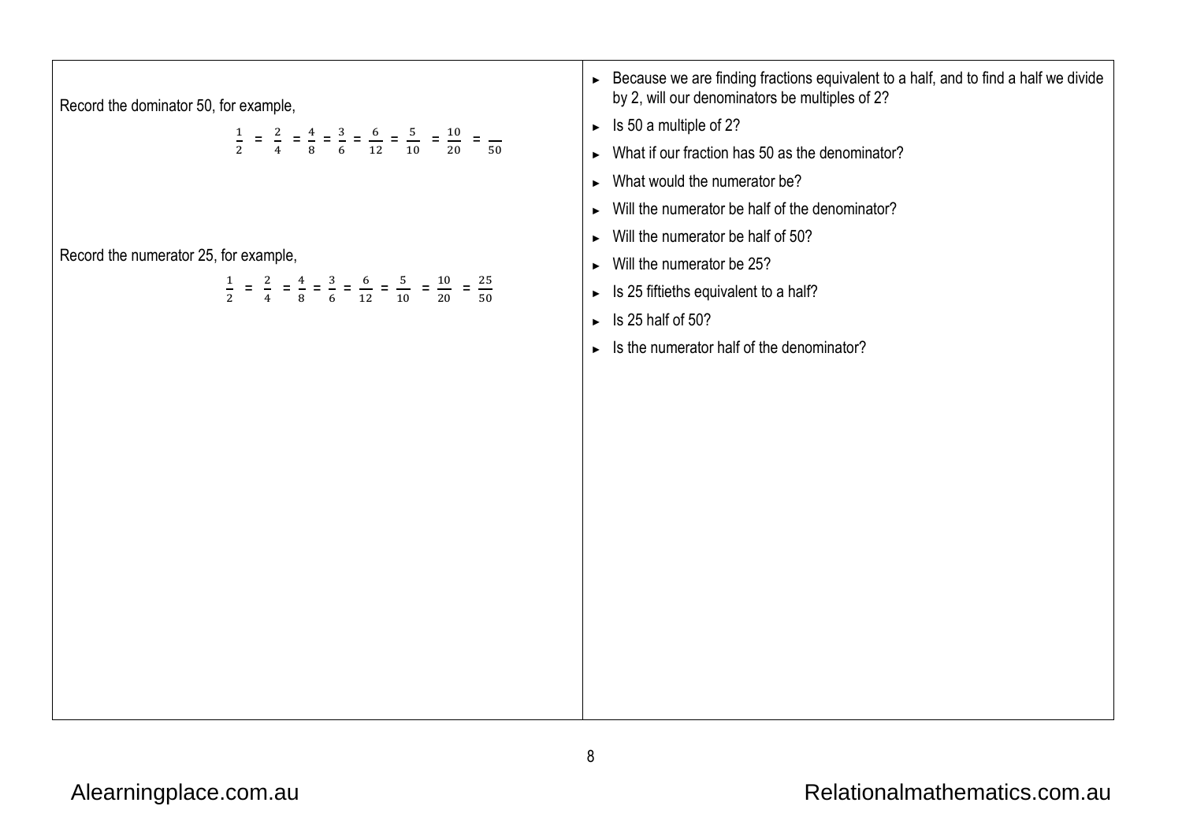| | |
|---|---|
| Record the dominator 50, for example,<br><br>$\frac{1}{2} = \frac{2}{4} = \frac{4}{8} = \frac{3}{6} = \frac{6}{12} = \frac{5}{10} = \frac{10}{20} = \frac{\phantom{25}}{50}$<br><br>Record the numerator 25, for example,<br><br>$\frac{1}{2} = \frac{2}{4} = \frac{4}{8} = \frac{3}{6} = \frac{6}{12} = \frac{5}{10} = \frac{10}{20} = \frac{25}{50}$ | ► Because we are finding fractions equivalent to a half, and to find a half we divide by 2, will our denominators be multiples of 2?<br>► Is 50 a multiple of 2?<br>► What if our fraction has 50 as the denominator?<br>► What would the numerator be?<br>► Will the numerator be half of the denominator?<br>► Will the numerator be half of 50?<br>► Will the numerator be 25?<br>► Is 25 fiftieths equivalent to a half?<br>► Is 25 half of 50?<br>► Is the numerator half of the denominator? |

Alearningplace.com.au

Relationalmathematics.com.au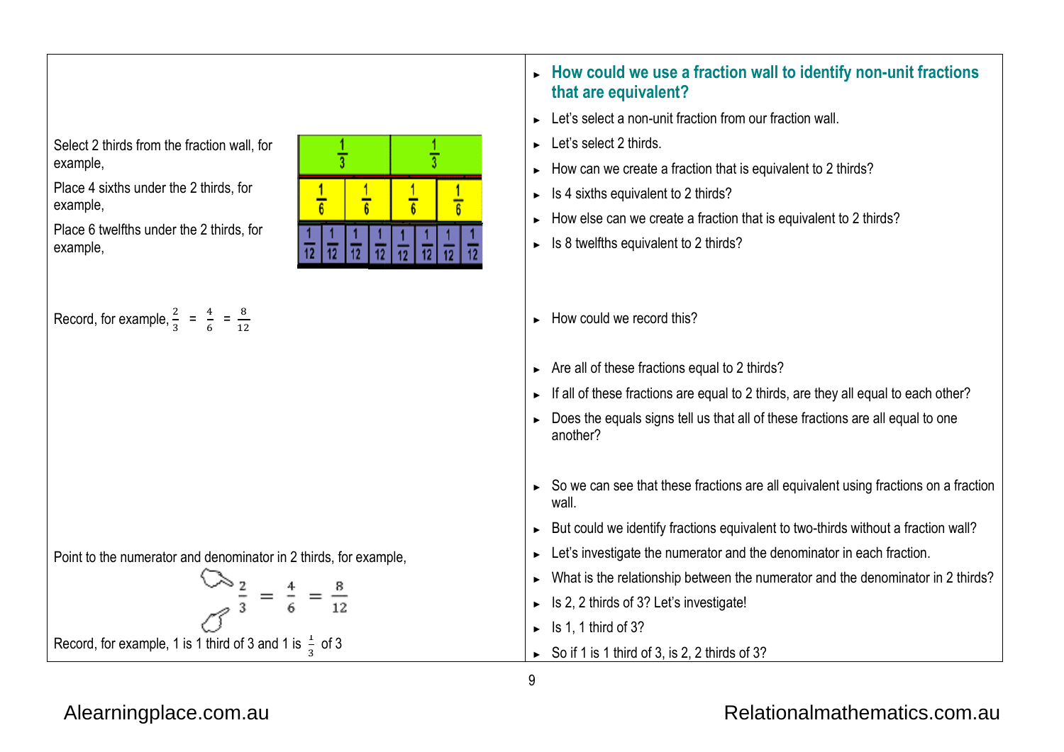| | |
|---|---|
| | **How could we use a fraction wall to identify non-unit fractions that are equivalent?** |
| | Let's select a non-unit fraction from our fraction wall. |
| Select 2 thirds from the fraction wall, for example, | Let's select 2 thirds. |
| | How can we create a fraction that is equivalent to 2 thirds? |
| Place 4 sixths under the 2 thirds, for example, | Is 4 sixths equivalent to 2 thirds? |
| | How else can we create a fraction that is equivalent to 2 thirds? |
| Place 6 twelfths under the 2 thirds, for example, | Is 8 twelfths equivalent to 2 thirds? |
| Record, for example, $\frac{2}{3} = \frac{4}{6} = \frac{8}{12}$ | How could we record this? |
| | Are all of these fractions equal to 2 thirds? |
| | If all of these fractions are equal to 2 thirds, are they all equal to each other? |
| | Does the equals signs tell us that all of these fractions are all equal to one another? |
| | So we can see that these fractions are all equivalent using fractions on a fraction wall. |
| | But could we identify fractions equivalent to two-thirds without a fraction wall? |
| | Let's investigate the numerator and the denominator in each fraction. |
| Point to the numerator and denominator in 2 thirds, for example, $\frac{2}{3} = \frac{4}{6} = \frac{8}{12}$ | What is the relationship between the numerator and the denominator in 2 thirds? |
| | Is 2, 2 thirds of 3? Let's investigate! |
| | Is 1, 1 third of 3? |
| Record, for example, 1 is 1 third of 3 and 1 is $\frac{1}{3}$ of 3 | So if 1 is 1 third of 3, is 2, 2 thirds of 3? |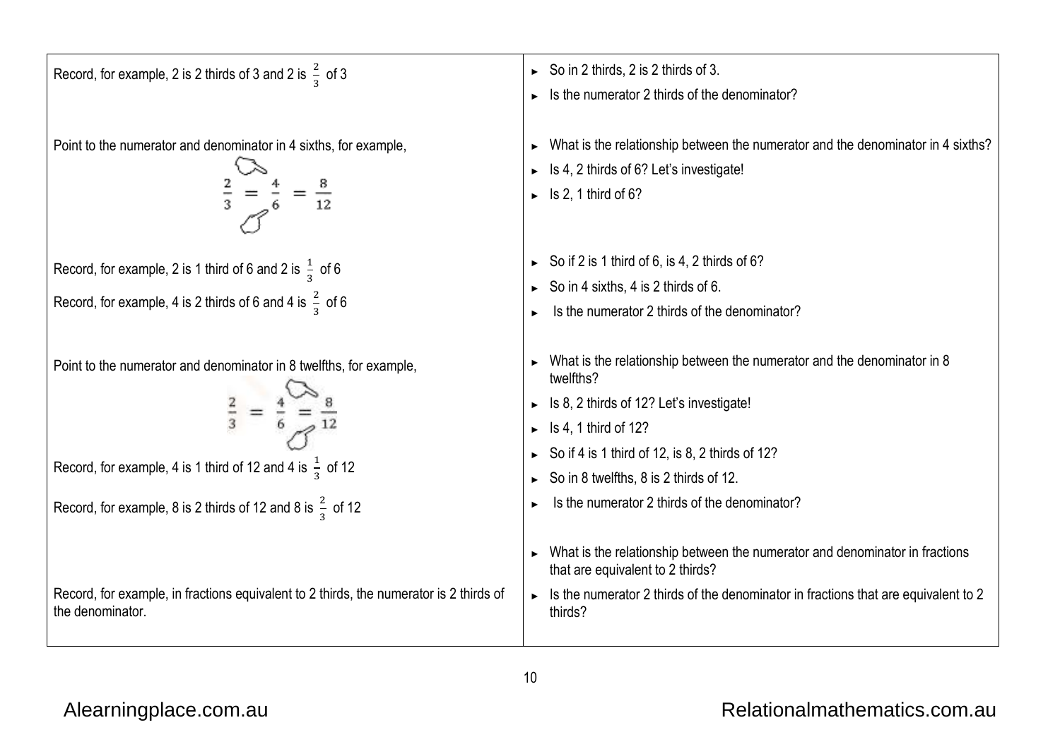| | |
|---|---|
| Record, for example, 2 is 2 thirds of 3 and 2 is $\frac{2}{3}$ of 3 | ► So in 2 thirds, 2 is 2 thirds of 3.<br>► Is the numerator 2 thirds of the denominator? |
| Point to the numerator and denominator in 4 sixths, for example,<br>$$\frac{2}{3} = \frac{4}{6} = \frac{8}{12}$$ | ► What is the relationship between the numerator and the denominator in 4 sixths?<br>► Is 4, 2 thirds of 6? Let's investigate!<br>► Is 2, 1 third of 6? |
| Record, for example, 2 is 1 third of 6 and 2 is $\frac{1}{3}$ of 6<br>Record, for example, 4 is 2 thirds of 6 and 4 is $\frac{2}{3}$ of 6 | ► So if 2 is 1 third of 6, is 4, 2 thirds of 6?<br>► So in 4 sixths, 4 is 2 thirds of 6.<br>► Is the numerator 2 thirds of the denominator? |
| Point to the numerator and denominator in 8 twelfths, for example,<br>$$\frac{2}{3} = \frac{4}{6} = \frac{8}{12}$$<br>Record, for example, 4 is 1 third of 12 and 4 is $\frac{1}{3}$ of 12<br>Record, for example, 8 is 2 thirds of 12 and 8 is $\frac{2}{3}$ of 12 | ► What is the relationship between the numerator and the denominator in 8 twelfths?<br>► Is 8, 2 thirds of 12? Let's investigate!<br>► Is 4, 1 third of 12?<br>► So if 4 is 1 third of 12, is 8, 2 thirds of 12?<br>► So in 8 twelfths, 8 is 2 thirds of 12.<br>► Is the numerator 2 thirds of the denominator? |
| Record, for example, in fractions equivalent to 2 thirds, the numerator is 2 thirds of the denominator. | ► What is the relationship between the numerator and denominator in fractions that are equivalent to 2 thirds?<br>► Is the numerator 2 thirds of the denominator in fractions that are equivalent to 2 thirds? |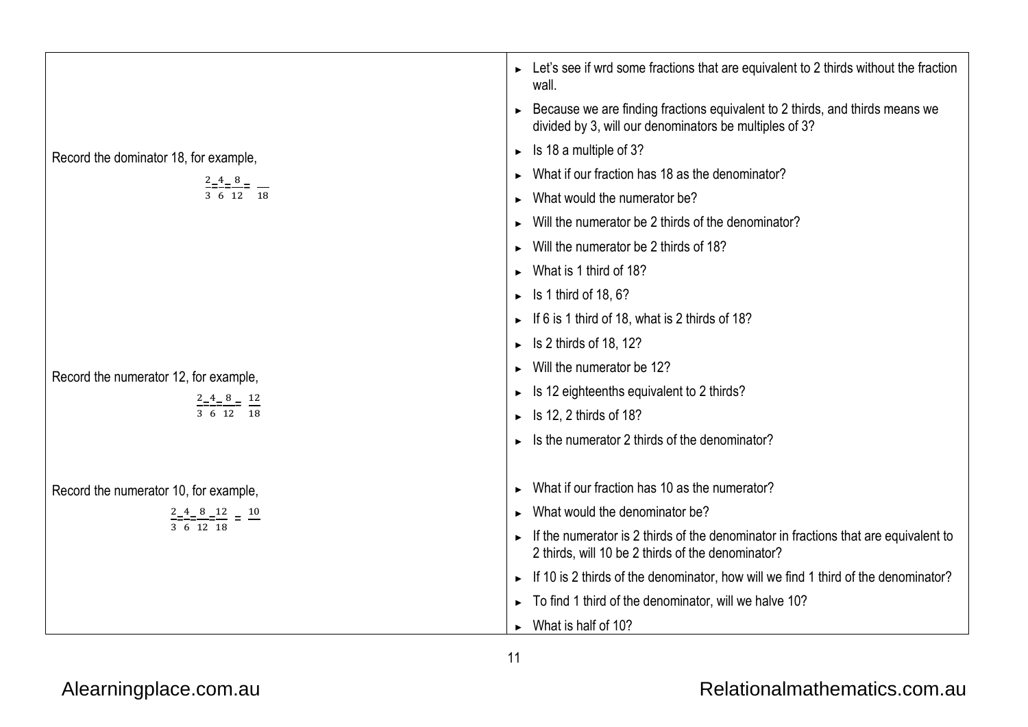| | |
|---|---|
| | ► Let's see if wrd some fractions that are equivalent to 2 thirds without the fraction wall. |
| | ► Because we are finding fractions equivalent to 2 thirds, and thirds means we divided by 3, will our denominators be multiples of 3? |
| Record the dominator 18, for example, | ► Is 18 a multiple of 3? |
| $\frac{2}{3}=\frac{4}{6}=\frac{8}{12}=\frac{\ }{18}$ | ► What if our fraction has 18 as the denominator? |
| | ► What would the numerator be? |
| | ► Will the numerator be 2 thirds of the denominator? |
| | ► Will the numerator be 2 thirds of 18? |
| | ► What is 1 third of 18? |
| | ► Is 1 third of 18, 6? |
| | ► If 6 is 1 third of 18, what is 2 thirds of 18? |
| | ► Is 2 thirds of 18, 12? |
| Record the numerator 12, for example, | ► Will the numerator be 12? |
| $\frac{2}{3}=\frac{4}{6}=\frac{8}{12}=\frac{12}{18}$ | ► Is 12 eighteenths equivalent to 2 thirds? |
| | ► Is 12, 2 thirds of 18? |
| | ► Is the numerator 2 thirds of the denominator? |
| Record the numerator 10, for example, | ► What if our fraction has 10 as the numerator? |
| $\frac{2}{3}=\frac{4}{6}=\frac{8}{12}=\frac{12}{18}=\frac{10}{\ }$ | ► What would the denominator be? |
| | ► If the numerator is 2 thirds of the denominator in fractions that are equivalent to 2 thirds, will 10 be 2 thirds of the denominator? |
| | ► If 10 is 2 thirds of the denominator, how will we find 1 third of the denominator? |
| | ► To find 1 third of the denominator, will we halve 10? |
| | ► What is half of 10? |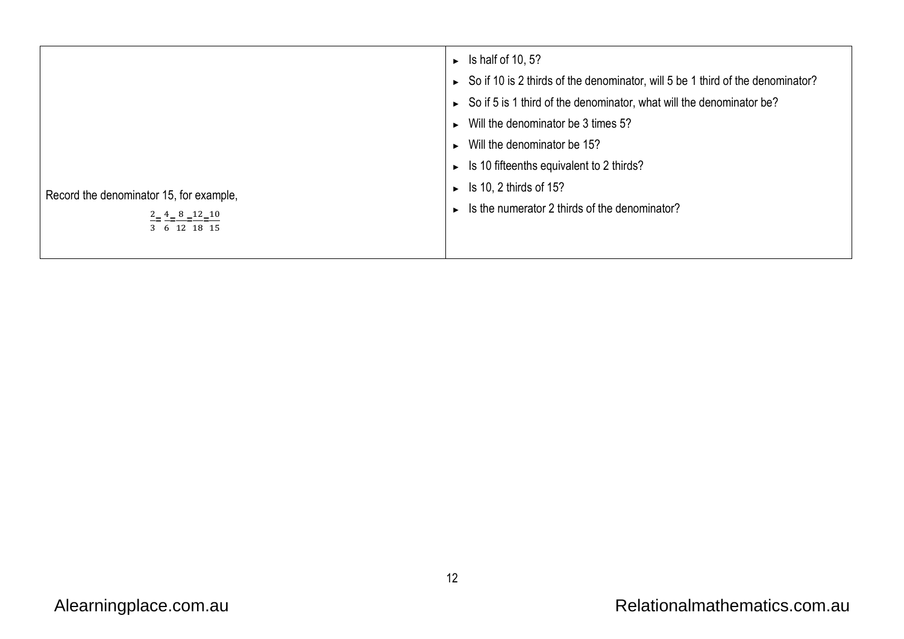| | |
|---|---|
| Record the denominator 15, for example, $\frac{2}{3}=\frac{4}{6}=\frac{8}{12}=\frac{12}{18}=\frac{10}{15}$ | ► Is half of 10, 5?<br>► So if 10 is 2 thirds of the denominator, will 5 be 1 third of the denominator?<br>► So if 5 is 1 third of the denominator, what will the denominator be?<br>► Will the denominator be 3 times 5?<br>► Will the denominator be 15?<br>► Is 10 fifteenths equivalent to 2 thirds?<br>► Is 10, 2 thirds of 15?<br>► Is the numerator 2 thirds of the denominator? |

Alearningplace.com.au

Relationalmathematics.com.au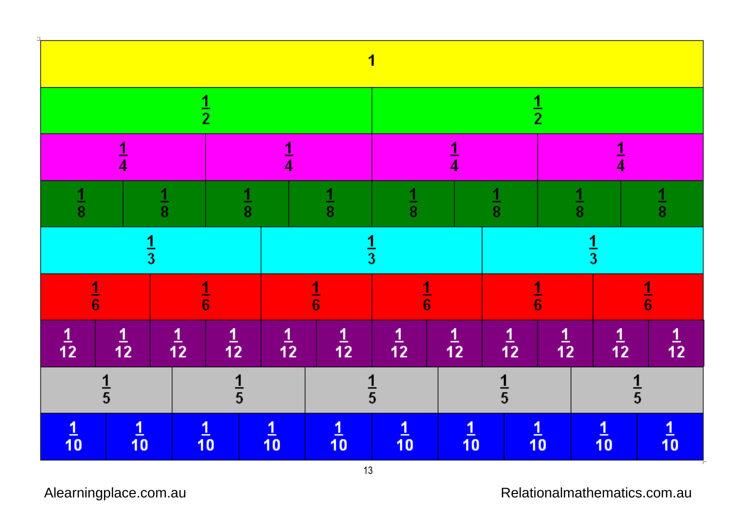1

$\frac{1}{2}$ $\frac{1}{2}$

$\frac{1}{4}$ $\frac{1}{4}$ $\frac{1}{4}$ $\frac{1}{4}$

$\frac{1}{8}$ $\frac{1}{8}$ $\frac{1}{8}$ $\frac{1}{8}$ $\frac{1}{8}$ $\frac{1}{8}$ $\frac{1}{8}$ $\frac{1}{8}$

$\frac{1}{3}$ $\frac{1}{3}$ $\frac{1}{3}$

$\frac{1}{6}$ $\frac{1}{6}$ $\frac{1}{6}$ $\frac{1}{6}$ $\frac{1}{6}$ $\frac{1}{6}$

$\frac{1}{12}$ $\frac{1}{12}$ $\frac{1}{12}$ $\frac{1}{12}$ $\frac{1}{12}$ $\frac{1}{12}$ $\frac{1}{12}$ $\frac{1}{12}$ $\frac{1}{12}$ $\frac{1}{12}$ $\frac{1}{12}$ $\frac{1}{12}$

$\frac{1}{5}$ $\frac{1}{5}$ $\frac{1}{5}$ $\frac{1}{5}$ $\frac{1}{5}$

$\frac{1}{10}$ $\frac{1}{10}$ $\frac{1}{10}$ $\frac{1}{10}$ $\frac{1}{10}$ $\frac{1}{10}$ $\frac{1}{10}$ $\frac{1}{10}$ $\frac{1}{10}$ $\frac{1}{10}$